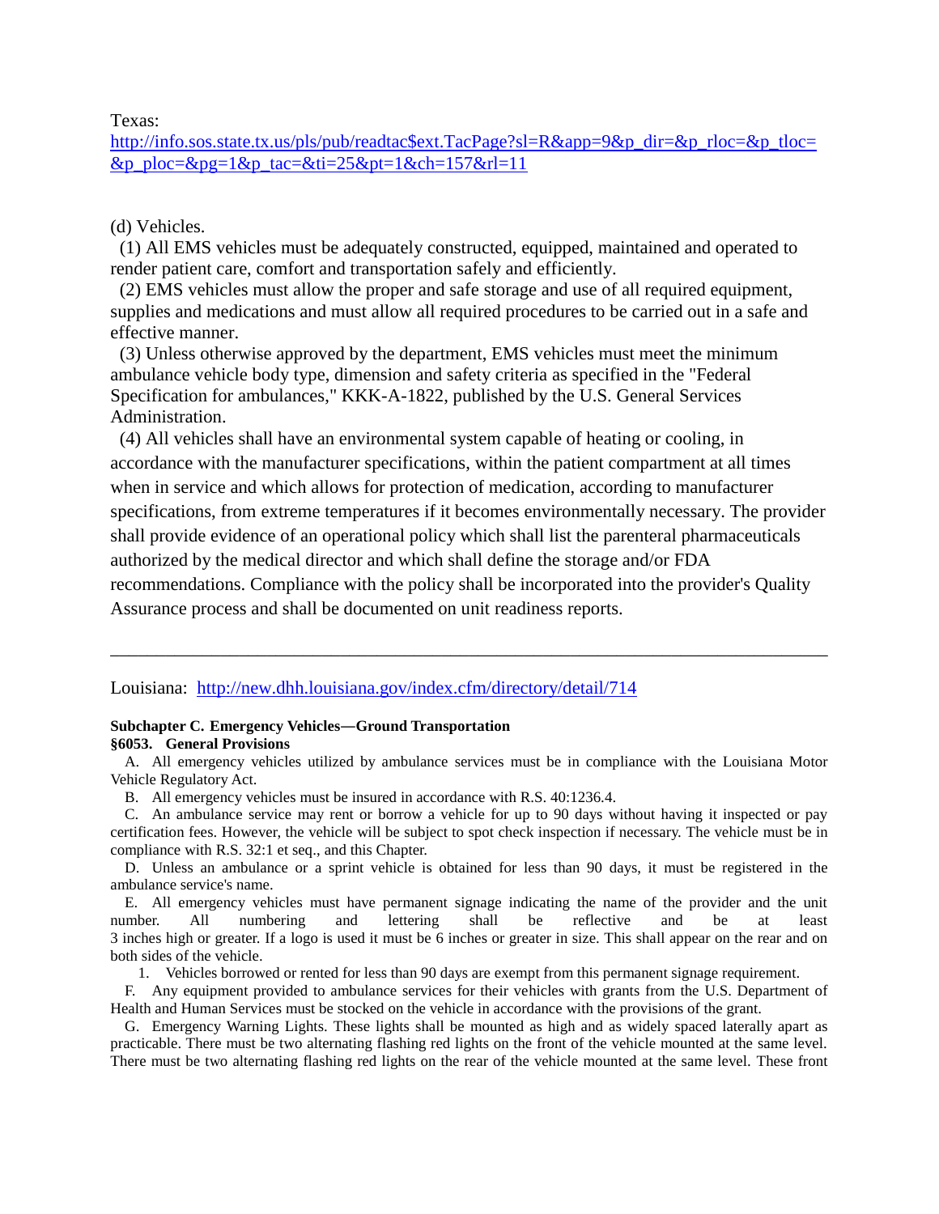Texas:
http://info.sos.state.tx.us/pls/pub/readtac$ext.TacPage?sl=R&app=9&p_dir=&p_rloc=&p_tloc=&p_ploc=&pg=1&p_tac=&ti=25&pt=1&ch=157&rl=11

(d) Vehicles.

(1) All EMS vehicles must be adequately constructed, equipped, maintained and operated to render patient care, comfort and transportation safely and efficiently.

(2) EMS vehicles must allow the proper and safe storage and use of all required equipment, supplies and medications and must allow all required procedures to be carried out in a safe and effective manner.

(3) Unless otherwise approved by the department, EMS vehicles must meet the minimum ambulance vehicle body type, dimension and safety criteria as specified in the "Federal Specification for ambulances," KKK-A-1822, published by the U.S. General Services Administration.

(4) All vehicles shall have an environmental system capable of heating or cooling, in accordance with the manufacturer specifications, within the patient compartment at all times when in service and which allows for protection of medication, according to manufacturer specifications, from extreme temperatures if it becomes environmentally necessary. The provider shall provide evidence of an operational policy which shall list the parenteral pharmaceuticals authorized by the medical director and which shall define the storage and/or FDA recommendations. Compliance with the policy shall be incorporated into the provider's Quality Assurance process and shall be documented on unit readiness reports.

---

Louisiana: http://new.dhh.louisiana.gov/index.cfm/directory/detail/714

**Subchapter C. Emergency Vehicles—Ground Transportation**

**§6053. General Provisions**

A. All emergency vehicles utilized by ambulance services must be in compliance with the Louisiana Motor Vehicle Regulatory Act.

B. All emergency vehicles must be insured in accordance with R.S. 40:1236.4.

C. An ambulance service may rent or borrow a vehicle for up to 90 days without having it inspected or pay certification fees. However, the vehicle will be subject to spot check inspection if necessary. The vehicle must be in compliance with R.S. 32:1 et seq., and this Chapter.

D. Unless an ambulance or a sprint vehicle is obtained for less than 90 days, it must be registered in the ambulance service's name.

E. All emergency vehicles must have permanent signage indicating the name of the provider and the unit number. All numbering and lettering shall be reflective and be at least 3 inches high or greater. If a logo is used it must be 6 inches or greater in size. This shall appear on the rear and on both sides of the vehicle.

1. Vehicles borrowed or rented for less than 90 days are exempt from this permanent signage requirement.

F. Any equipment provided to ambulance services for their vehicles with grants from the U.S. Department of Health and Human Services must be stocked on the vehicle in accordance with the provisions of the grant.

G. Emergency Warning Lights. These lights shall be mounted as high and as widely spaced laterally apart as practicable. There must be two alternating flashing red lights on the front of the vehicle mounted at the same level. There must be two alternating flashing red lights on the rear of the vehicle mounted at the same level. These front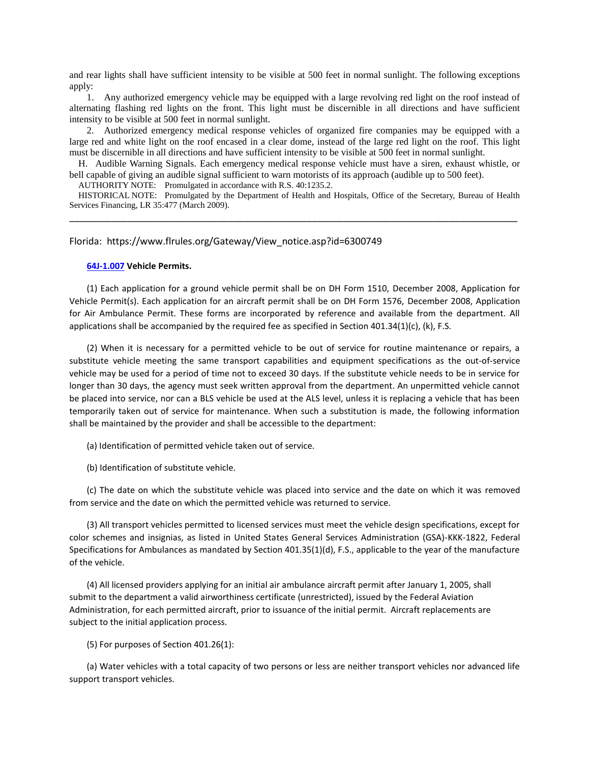and rear lights shall have sufficient intensity to be visible at 500 feet in normal sunlight. The following exceptions apply:

1. Any authorized emergency vehicle may be equipped with a large revolving red light on the roof instead of alternating flashing red lights on the front. This light must be discernible in all directions and have sufficient intensity to be visible at 500 feet in normal sunlight.

2. Authorized emergency medical response vehicles of organized fire companies may be equipped with a large red and white light on the roof encased in a clear dome, instead of the large red light on the roof. This light must be discernible in all directions and have sufficient intensity to be visible at 500 feet in normal sunlight.

H. Audible Warning Signals. Each emergency medical response vehicle must have a siren, exhaust whistle, or bell capable of giving an audible signal sufficient to warn motorists of its approach (audible up to 500 feet).

AUTHORITY NOTE: Promulgated in accordance with R.S. 40:1235.2.

HISTORICAL NOTE: Promulgated by the Department of Health and Hospitals, Office of the Secretary, Bureau of Health Services Financing, LR 35:477 (March 2009).

---

Florida: https://www.flrules.org/Gateway/View_notice.asp?id=6300749

**64J-1.007 Vehicle Permits.**

(1) Each application for a ground vehicle permit shall be on DH Form 1510, December 2008, Application for Vehicle Permit(s). Each application for an aircraft permit shall be on DH Form 1576, December 2008, Application for Air Ambulance Permit. These forms are incorporated by reference and available from the department. All applications shall be accompanied by the required fee as specified in Section 401.34(1)(c), (k), F.S.

(2) When it is necessary for a permitted vehicle to be out of service for routine maintenance or repairs, a substitute vehicle meeting the same transport capabilities and equipment specifications as the out-of-service vehicle may be used for a period of time not to exceed 30 days. If the substitute vehicle needs to be in service for longer than 30 days, the agency must seek written approval from the department. An unpermitted vehicle cannot be placed into service, nor can a BLS vehicle be used at the ALS level, unless it is replacing a vehicle that has been temporarily taken out of service for maintenance. When such a substitution is made, the following information shall be maintained by the provider and shall be accessible to the department:

(a) Identification of permitted vehicle taken out of service.

(b) Identification of substitute vehicle.

(c) The date on which the substitute vehicle was placed into service and the date on which it was removed from service and the date on which the permitted vehicle was returned to service.

(3) All transport vehicles permitted to licensed services must meet the vehicle design specifications, except for color schemes and insignias, as listed in United States General Services Administration (GSA)-KKK-1822, Federal Specifications for Ambulances as mandated by Section 401.35(1)(d), F.S., applicable to the year of the manufacture of the vehicle.

(4) All licensed providers applying for an initial air ambulance aircraft permit after January 1, 2005, shall submit to the department a valid airworthiness certificate (unrestricted), issued by the Federal Aviation Administration, for each permitted aircraft, prior to issuance of the initial permit. Aircraft replacements are subject to the initial application process.

(5) For purposes of Section 401.26(1):

(a) Water vehicles with a total capacity of two persons or less are neither transport vehicles nor advanced life support transport vehicles.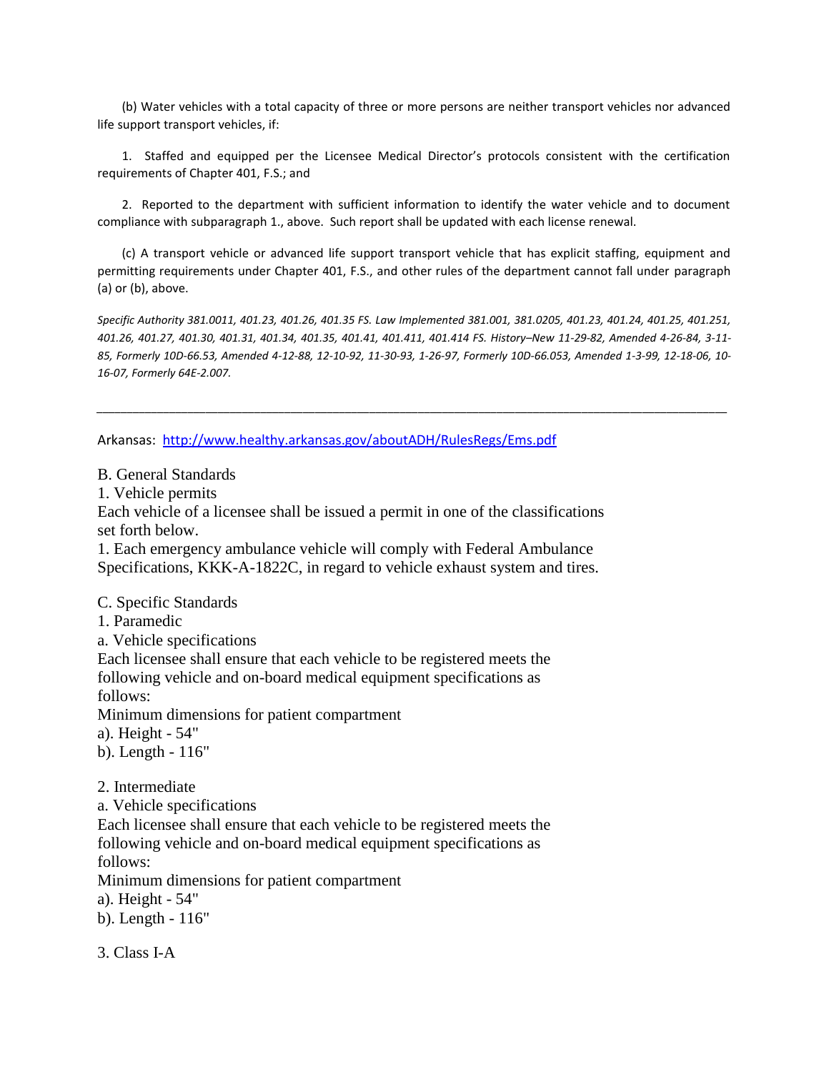(b) Water vehicles with a total capacity of three or more persons are neither transport vehicles nor advanced life support transport vehicles, if:

1. Staffed and equipped per the Licensee Medical Director's protocols consistent with the certification requirements of Chapter 401, F.S.; and

2. Reported to the department with sufficient information to identify the water vehicle and to document compliance with subparagraph 1., above. Such report shall be updated with each license renewal.

(c) A transport vehicle or advanced life support transport vehicle that has explicit staffing, equipment and permitting requirements under Chapter 401, F.S., and other rules of the department cannot fall under paragraph (a) or (b), above.

*Specific Authority 381.0011, 401.23, 401.26, 401.35 FS. Law Implemented 381.001, 381.0205, 401.23, 401.24, 401.25, 401.251, 401.26, 401.27, 401.30, 401.31, 401.34, 401.35, 401.41, 401.411, 401.414 FS. History–New 11-29-82, Amended 4-26-84, 3-11-85, Formerly 10D-66.53, Amended 4-12-88, 12-10-92, 11-30-93, 1-26-97, Formerly 10D-66.053, Amended 1-3-99, 12-18-06, 10-16-07, Formerly 64E-2.007.*

---

Arkansas: http://www.healthy.arkansas.gov/aboutADH/RulesRegs/Ems.pdf

B. General Standards
1. Vehicle permits
Each vehicle of a licensee shall be issued a permit in one of the classifications set forth below.
1. Each emergency ambulance vehicle will comply with Federal Ambulance Specifications, KKK-A-1822C, in regard to vehicle exhaust system and tires.

C. Specific Standards
1. Paramedic
a. Vehicle specifications
Each licensee shall ensure that each vehicle to be registered meets the following vehicle and on-board medical equipment specifications as follows:
Minimum dimensions for patient compartment
a). Height - 54"
b). Length - 116"

2. Intermediate
a. Vehicle specifications
Each licensee shall ensure that each vehicle to be registered meets the following vehicle and on-board medical equipment specifications as follows:
Minimum dimensions for patient compartment
a). Height - 54"
b). Length - 116"

3. Class I-A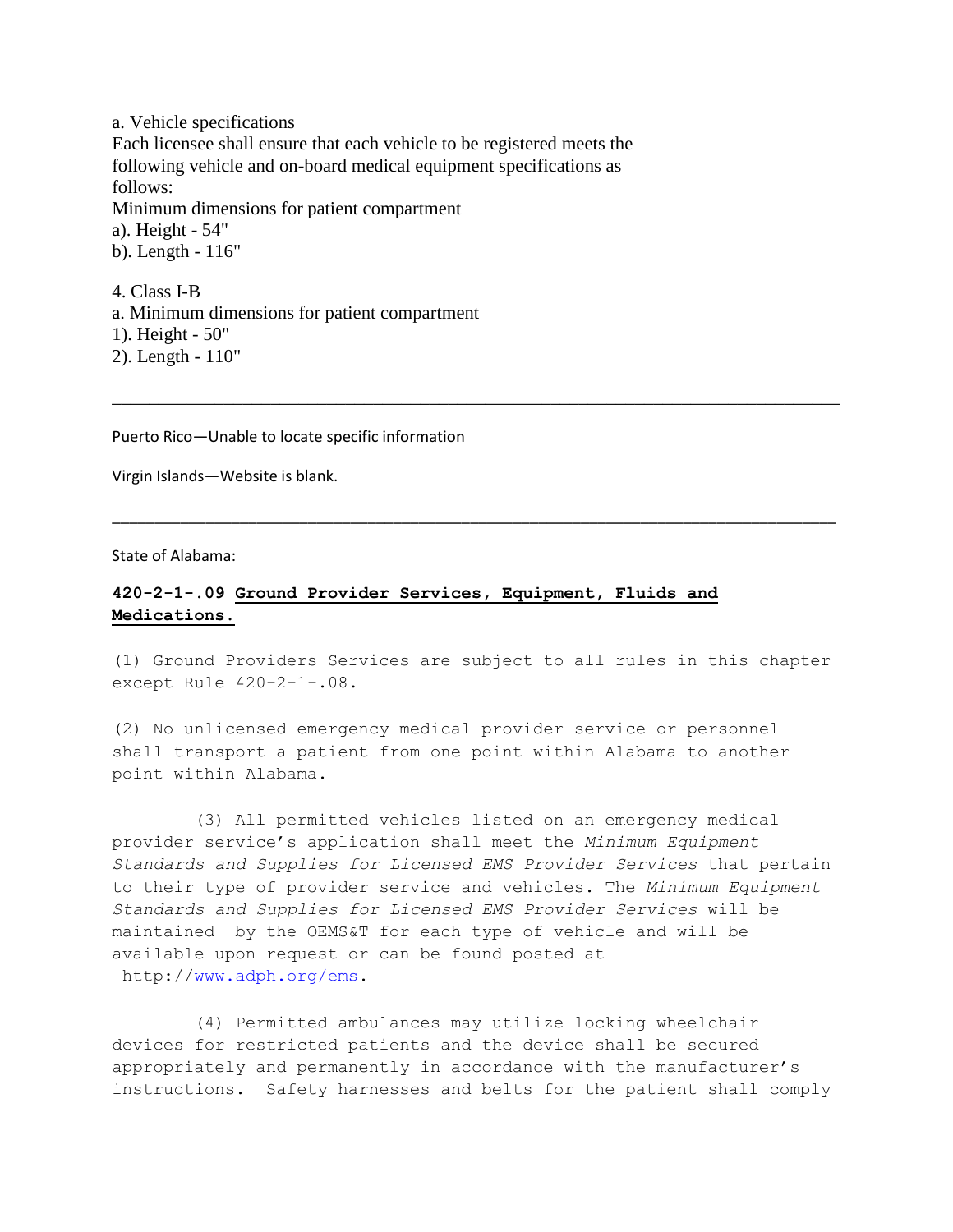a. Vehicle specifications
Each licensee shall ensure that each vehicle to be registered meets the following vehicle and on-board medical equipment specifications as follows:
Minimum dimensions for patient compartment
a). Height - 54"
b). Length - 116"

4. Class I-B
a. Minimum dimensions for patient compartment
1). Height - 50"
2). Length - 110"

---

Puerto Rico—Unable to locate specific information

Virgin Islands—Website is blank.

---

State of Alabama:

**420-2-1-.09 <u>Ground Provider Services, Equipment, Fluids and Medications.</u>**

(1) Ground Providers Services are subject to all rules in this chapter except Rule 420-2-1-.08.

(2) No unlicensed emergency medical provider service or personnel shall transport a patient from one point within Alabama to another point within Alabama.

(3) All permitted vehicles listed on an emergency medical provider service's application shall meet the *Minimum Equipment Standards and Supplies for Licensed EMS Provider Services* that pertain to their type of provider service and vehicles. The *Minimum Equipment Standards and Supplies for Licensed EMS Provider Services* will be maintained by the OEMS&T for each type of vehicle and will be available upon request or can be found posted at http://www.adph.org/ems.

(4) Permitted ambulances may utilize locking wheelchair devices for restricted patients and the device shall be secured appropriately and permanently in accordance with the manufacturer's instructions. Safety harnesses and belts for the patient shall comply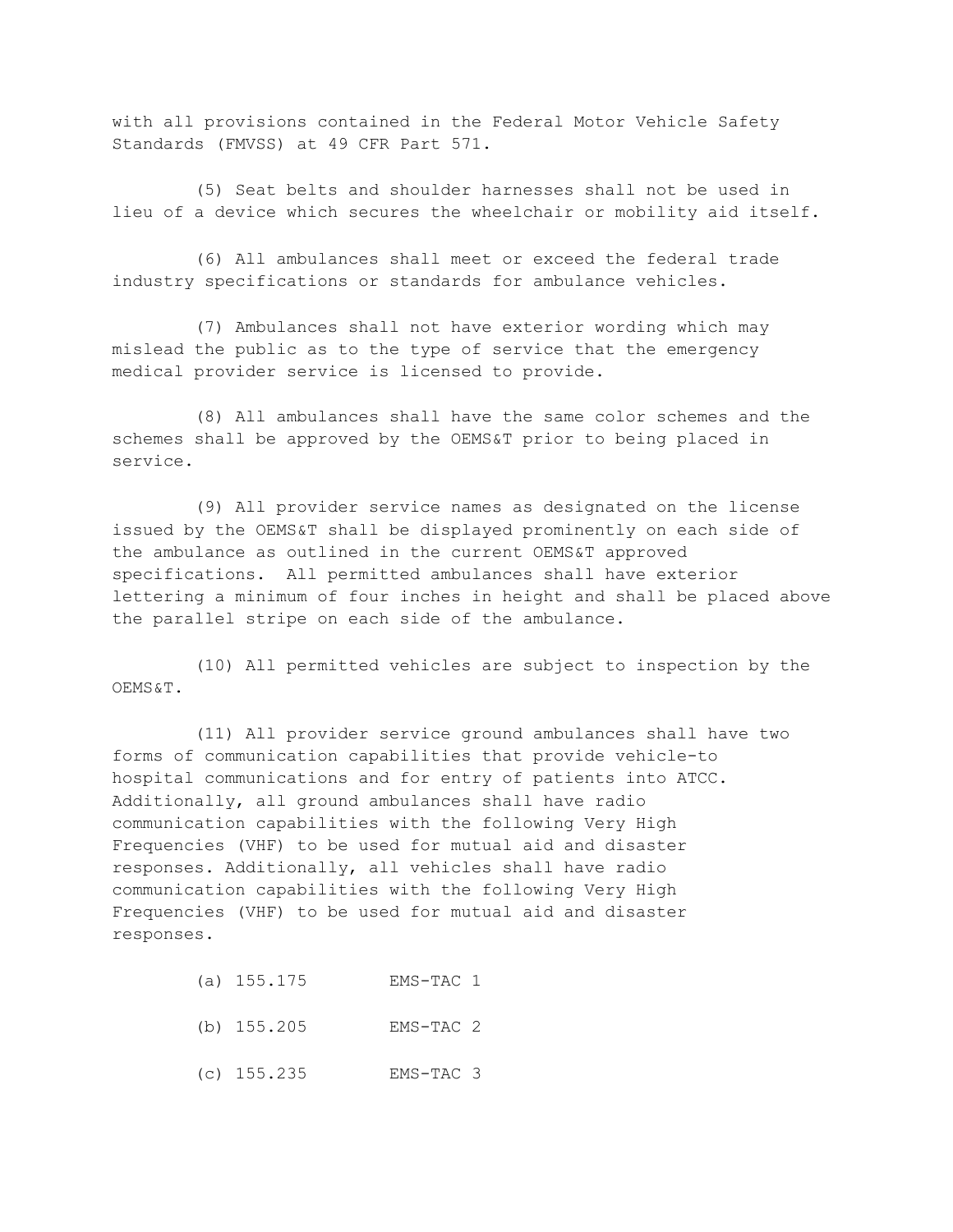with all provisions contained in the Federal Motor Vehicle Safety Standards (FMVSS) at 49 CFR Part 571.

(5) Seat belts and shoulder harnesses shall not be used in lieu of a device which secures the wheelchair or mobility aid itself.

(6) All ambulances shall meet or exceed the federal trade industry specifications or standards for ambulance vehicles.

(7) Ambulances shall not have exterior wording which may mislead the public as to the type of service that the emergency medical provider service is licensed to provide.

(8) All ambulances shall have the same color schemes and the schemes shall be approved by the OEMS&T prior to being placed in service.

(9) All provider service names as designated on the license issued by the OEMS&T shall be displayed prominently on each side of the ambulance as outlined in the current OEMS&T approved specifications. All permitted ambulances shall have exterior lettering a minimum of four inches in height and shall be placed above the parallel stripe on each side of the ambulance.

(10) All permitted vehicles are subject to inspection by the OEMS&T.

(11) All provider service ground ambulances shall have two forms of communication capabilities that provide vehicle-to hospital communications and for entry of patients into ATCC. Additionally, all ground ambulances shall have radio communication capabilities with the following Very High Frequencies (VHF) to be used for mutual aid and disaster responses. Additionally, all vehicles shall have radio communication capabilities with the following Very High Frequencies (VHF) to be used for mutual aid and disaster responses.

(a) 155.175 EMS-TAC 1

(b) 155.205 EMS-TAC 2

(c) 155.235 EMS-TAC 3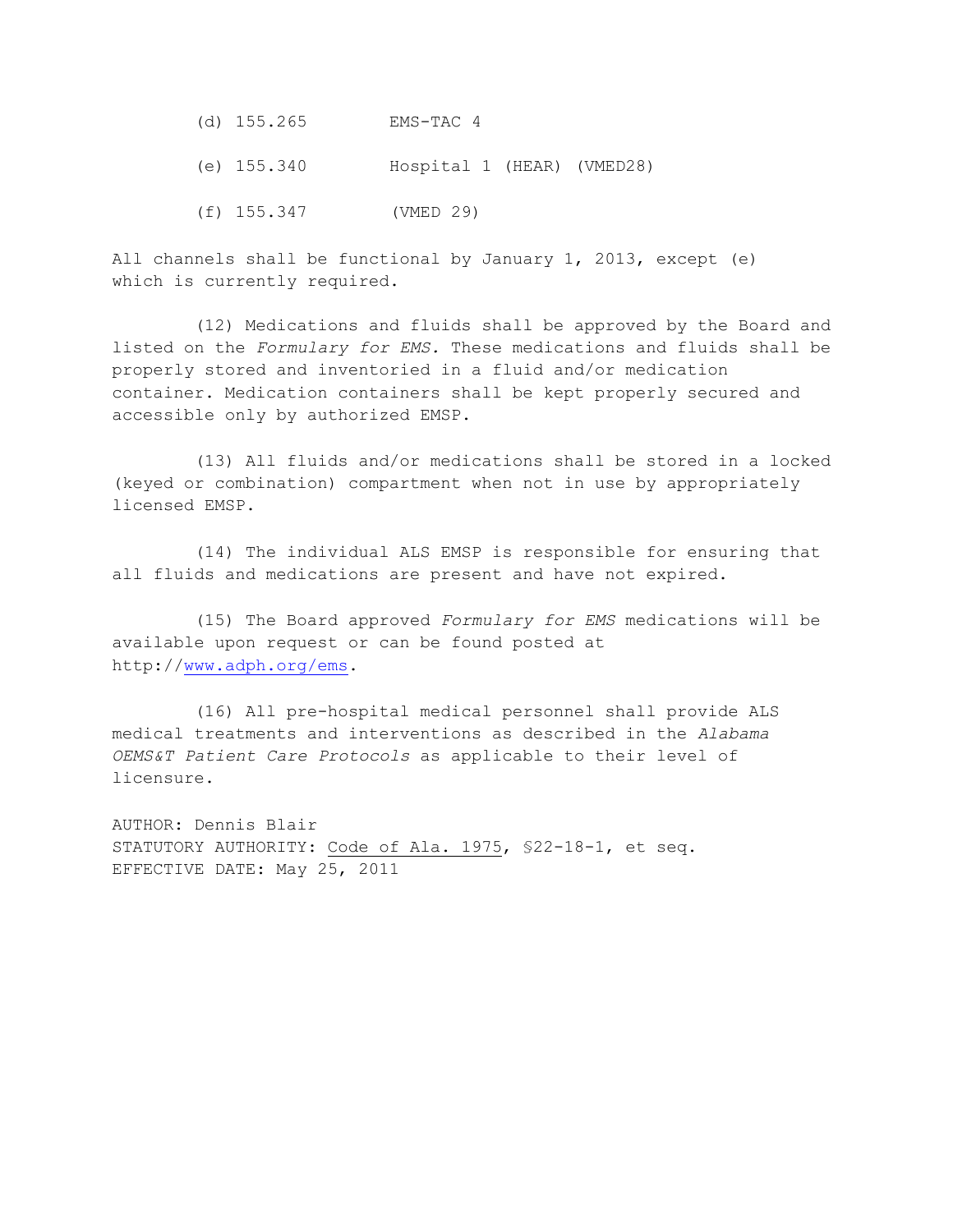(d) 155.265 EMS-TAC 4

(e) 155.340 Hospital 1 (HEAR) (VMED28)

(f) 155.347 (VMED 29)

All channels shall be functional by January 1, 2013, except (e) which is currently required.

(12) Medications and fluids shall be approved by the Board and listed on the *Formulary for EMS*. These medications and fluids shall be properly stored and inventoried in a fluid and/or medication container. Medication containers shall be kept properly secured and accessible only by authorized EMSP.

(13) All fluids and/or medications shall be stored in a locked (keyed or combination) compartment when not in use by appropriately licensed EMSP.

(14) The individual ALS EMSP is responsible for ensuring that all fluids and medications are present and have not expired.

(15) The Board approved *Formulary for EMS* medications will be available upon request or can be found posted at http://www.adph.org/ems.

(16) All pre-hospital medical personnel shall provide ALS medical treatments and interventions as described in the *Alabama OEMS&T Patient Care Protocols* as applicable to their level of licensure.

AUTHOR: Dennis Blair
STATUTORY AUTHORITY: Code of Ala. 1975, §22-18-1, et seq.
EFFECTIVE DATE: May 25, 2011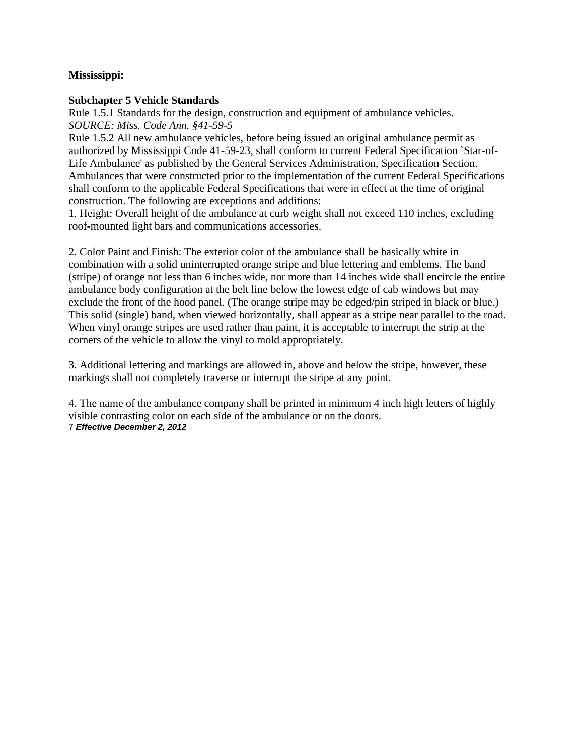**Mississippi:**

**Subchapter 5 Vehicle Standards**

Rule 1.5.1 Standards for the design, construction and equipment of ambulance vehicles.
*SOURCE: Miss. Code Ann. §41-59-5*

Rule 1.5.2 All new ambulance vehicles, before being issued an original ambulance permit as authorized by Mississippi Code 41-59-23, shall conform to current Federal Specification `Star-of-Life Ambulance' as published by the General Services Administration, Specification Section. Ambulances that were constructed prior to the implementation of the current Federal Specifications shall conform to the applicable Federal Specifications that were in effect at the time of original construction. The following are exceptions and additions:

1. Height: Overall height of the ambulance at curb weight shall not exceed 110 inches, excluding roof-mounted light bars and communications accessories.

2. Color Paint and Finish: The exterior color of the ambulance shall be basically white in combination with a solid uninterrupted orange stripe and blue lettering and emblems. The band (stripe) of orange not less than 6 inches wide, nor more than 14 inches wide shall encircle the entire ambulance body configuration at the belt line below the lowest edge of cab windows but may exclude the front of the hood panel. (The orange stripe may be edged/pin striped in black or blue.) This solid (single) band, when viewed horizontally, shall appear as a stripe near parallel to the road. When vinyl orange stripes are used rather than paint, it is acceptable to interrupt the strip at the corners of the vehicle to allow the vinyl to mold appropriately.

3. Additional lettering and markings are allowed in, above and below the stripe, however, these markings shall not completely traverse or interrupt the stripe at any point.

4. The name of the ambulance company shall be printed in minimum 4 inch high letters of highly visible contrasting color on each side of the ambulance or on the doors.

***Effective December 2, 2012***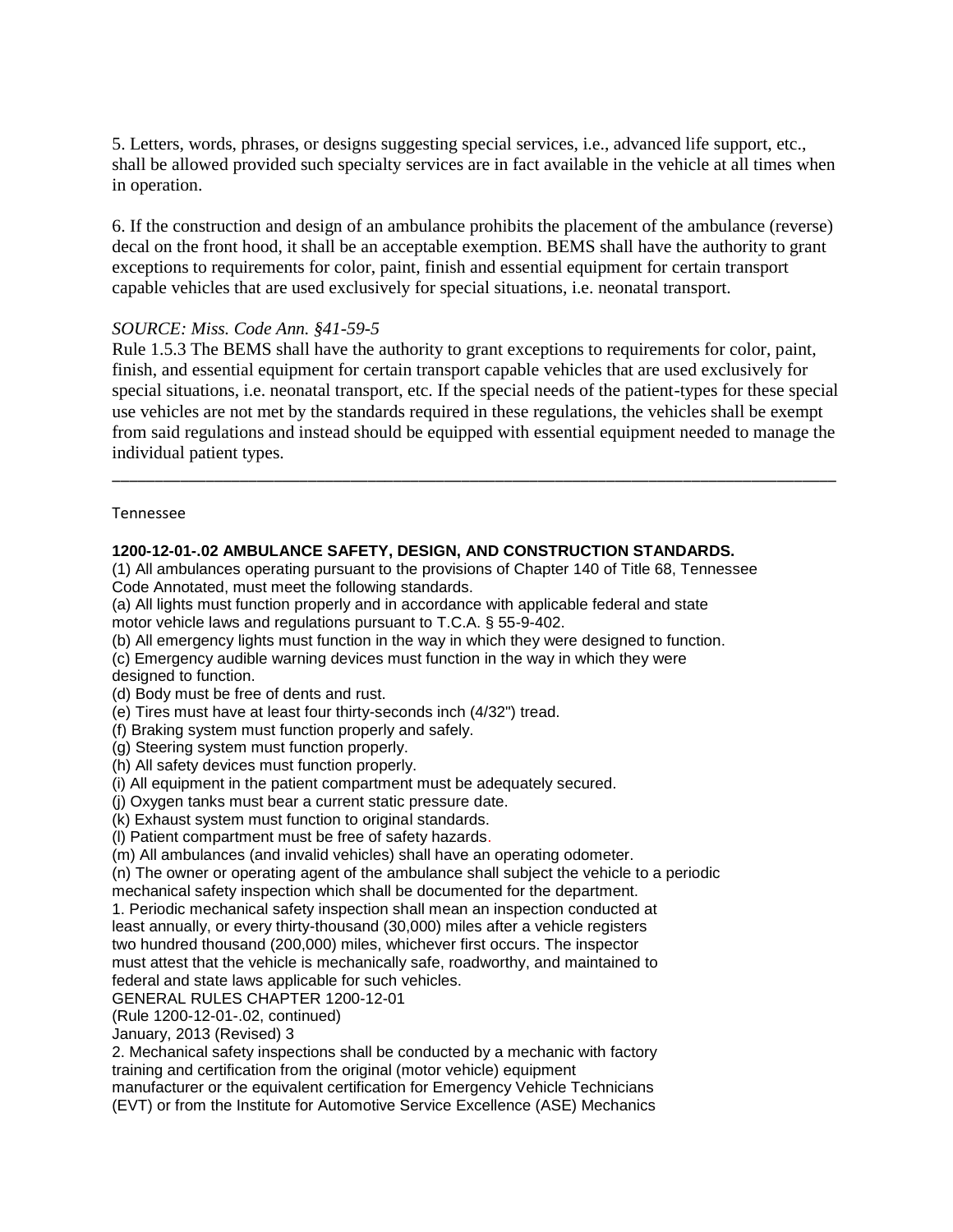5. Letters, words, phrases, or designs suggesting special services, i.e., advanced life support, etc., shall be allowed provided such specialty services are in fact available in the vehicle at all times when in operation.

6. If the construction and design of an ambulance prohibits the placement of the ambulance (reverse) decal on the front hood, it shall be an acceptable exemption. BEMS shall have the authority to grant exceptions to requirements for color, paint, finish and essential equipment for certain transport capable vehicles that are used exclusively for special situations, i.e. neonatal transport.

*SOURCE: Miss. Code Ann. §41-59-5*

Rule 1.5.3 The BEMS shall have the authority to grant exceptions to requirements for color, paint, finish, and essential equipment for certain transport capable vehicles that are used exclusively for special situations, i.e. neonatal transport, etc. If the special needs of the patient-types for these special use vehicles are not met by the standards required in these regulations, the vehicles shall be exempt from said regulations and instead should be equipped with essential equipment needed to manage the individual patient types.

---

Tennessee

**1200-12-01-.02 AMBULANCE SAFETY, DESIGN, AND CONSTRUCTION STANDARDS.**

(1) All ambulances operating pursuant to the provisions of Chapter 140 of Title 68, Tennessee Code Annotated, must meet the following standards.

(a) All lights must function properly and in accordance with applicable federal and state motor vehicle laws and regulations pursuant to T.C.A. § 55-9-402.

(b) All emergency lights must function in the way in which they were designed to function.

(c) Emergency audible warning devices must function in the way in which they were designed to function.

(d) Body must be free of dents and rust.

(e) Tires must have at least four thirty-seconds inch (4/32") tread.

(f) Braking system must function properly and safely.

(g) Steering system must function properly.

(h) All safety devices must function properly.

(i) All equipment in the patient compartment must be adequately secured.

(j) Oxygen tanks must bear a current static pressure date.

(k) Exhaust system must function to original standards.

(l) Patient compartment must be free of safety hazards.

(m) All ambulances (and invalid vehicles) shall have an operating odometer.

(n) The owner or operating agent of the ambulance shall subject the vehicle to a periodic mechanical safety inspection which shall be documented for the department.

1. Periodic mechanical safety inspection shall mean an inspection conducted at least annually, or every thirty-thousand (30,000) miles after a vehicle registers two hundred thousand (200,000) miles, whichever first occurs. The inspector must attest that the vehicle is mechanically safe, roadworthy, and maintained to federal and state laws applicable for such vehicles.

GENERAL RULES CHAPTER 1200-12-01

(Rule 1200-12-01-.02, continued)

January, 2013 (Revised) 3

2. Mechanical safety inspections shall be conducted by a mechanic with factory training and certification from the original (motor vehicle) equipment manufacturer or the equivalent certification for Emergency Vehicle Technicians (EVT) or from the Institute for Automotive Service Excellence (ASE) Mechanics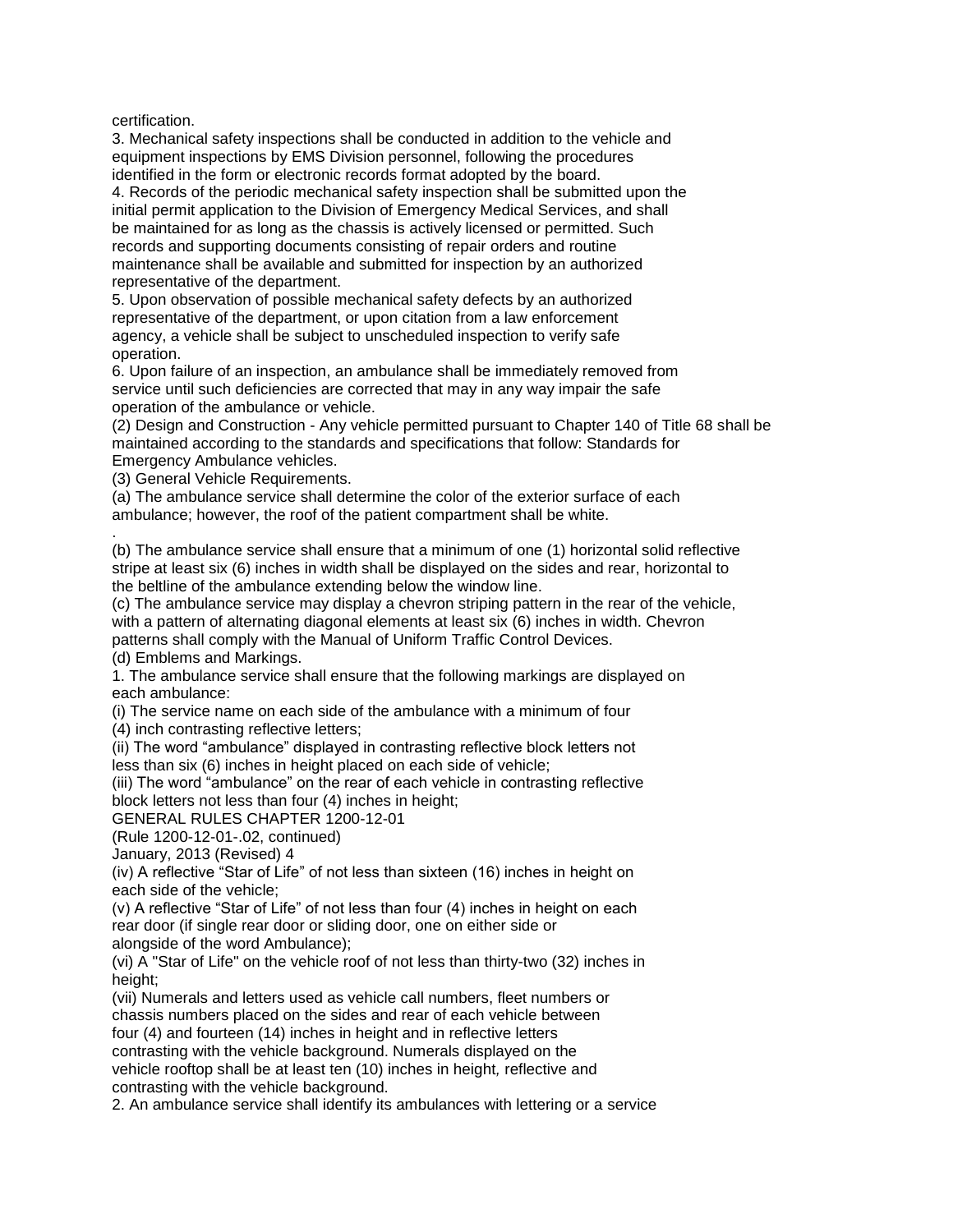certification.

3. Mechanical safety inspections shall be conducted in addition to the vehicle and equipment inspections by EMS Division personnel, following the procedures identified in the form or electronic records format adopted by the board.

4. Records of the periodic mechanical safety inspection shall be submitted upon the initial permit application to the Division of Emergency Medical Services, and shall be maintained for as long as the chassis is actively licensed or permitted. Such records and supporting documents consisting of repair orders and routine maintenance shall be available and submitted for inspection by an authorized representative of the department.

5. Upon observation of possible mechanical safety defects by an authorized representative of the department, or upon citation from a law enforcement agency, a vehicle shall be subject to unscheduled inspection to verify safe operation.

6. Upon failure of an inspection, an ambulance shall be immediately removed from service until such deficiencies are corrected that may in any way impair the safe operation of the ambulance or vehicle.

(2) Design and Construction - Any vehicle permitted pursuant to Chapter 140 of Title 68 shall be maintained according to the standards and specifications that follow: Standards for Emergency Ambulance vehicles.

(3) General Vehicle Requirements.

(a) The ambulance service shall determine the color of the exterior surface of each ambulance; however, the roof of the patient compartment shall be white.

.

(b) The ambulance service shall ensure that a minimum of one (1) horizontal solid reflective stripe at least six (6) inches in width shall be displayed on the sides and rear, horizontal to the beltline of the ambulance extending below the window line.

(c) The ambulance service may display a chevron striping pattern in the rear of the vehicle, with a pattern of alternating diagonal elements at least six (6) inches in width. Chevron patterns shall comply with the Manual of Uniform Traffic Control Devices.

(d) Emblems and Markings.

1. The ambulance service shall ensure that the following markings are displayed on each ambulance:

(i) The service name on each side of the ambulance with a minimum of four (4) inch contrasting reflective letters;

(ii) The word "ambulance" displayed in contrasting reflective block letters not less than six (6) inches in height placed on each side of vehicle;

(iii) The word "ambulance" on the rear of each vehicle in contrasting reflective block letters not less than four (4) inches in height;

(iv) A reflective "Star of Life" of not less than sixteen (16) inches in height on each side of the vehicle;

(v) A reflective "Star of Life" of not less than four (4) inches in height on each rear door (if single rear door or sliding door, one on either side or alongside of the word Ambulance);

(vi) A "Star of Life" on the vehicle roof of not less than thirty-two (32) inches in height;

(vii) Numerals and letters used as vehicle call numbers, fleet numbers or chassis numbers placed on the sides and rear of each vehicle between four (4) and fourteen (14) inches in height and in reflective letters contrasting with the vehicle background. Numerals displayed on the vehicle rooftop shall be at least ten (10) inches in height, reflective and contrasting with the vehicle background.

2. An ambulance service shall identify its ambulances with lettering or a service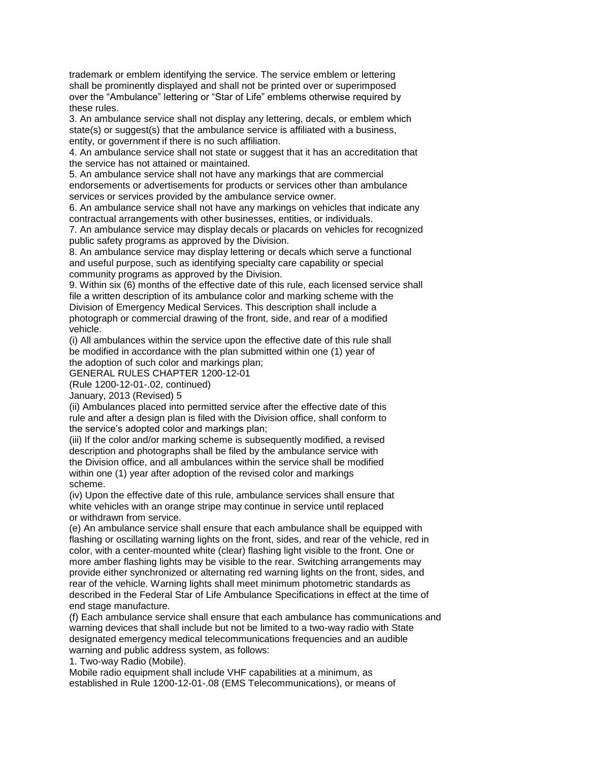trademark or emblem identifying the service. The service emblem or lettering shall be prominently displayed and shall not be printed over or superimposed over the "Ambulance" lettering or "Star of Life" emblems otherwise required by these rules.

3. An ambulance service shall not display any lettering, decals, or emblem which state(s) or suggest(s) that the ambulance service is affiliated with a business, entity, or government if there is no such affiliation.

4. An ambulance service shall not state or suggest that it has an accreditation that the service has not attained or maintained.

5. An ambulance service shall not have any markings that are commercial endorsements or advertisements for products or services other than ambulance services or services provided by the ambulance service owner.

6. An ambulance service shall not have any markings on vehicles that indicate any contractual arrangements with other businesses, entities, or individuals.

7. An ambulance service may display decals or placards on vehicles for recognized public safety programs as approved by the Division.

8. An ambulance service may display lettering or decals which serve a functional and useful purpose, such as identifying specialty care capability or special community programs as approved by the Division.

9. Within six (6) months of the effective date of this rule, each licensed service shall file a written description of its ambulance color and marking scheme with the Division of Emergency Medical Services. This description shall include a photograph or commercial drawing of the front, side, and rear of a modified vehicle.

(i) All ambulances within the service upon the effective date of this rule shall be modified in accordance with the plan submitted within one (1) year of the adoption of such color and markings plan;

(Rule 1200-12-01-.02, continued)

(ii) Ambulances placed into permitted service after the effective date of this rule and after a design plan is filed with the Division office, shall conform to the service's adopted color and markings plan;

(iii) If the color and/or marking scheme is subsequently modified, a revised description and photographs shall be filed by the ambulance service with the Division office, and all ambulances within the service shall be modified within one (1) year after adoption of the revised color and markings scheme.

(iv) Upon the effective date of this rule, ambulance services shall ensure that white vehicles with an orange stripe may continue in service until replaced or withdrawn from service.

(e) An ambulance service shall ensure that each ambulance shall be equipped with flashing or oscillating warning lights on the front, sides, and rear of the vehicle, red in color, with a center-mounted white (clear) flashing light visible to the front. One or more amber flashing lights may be visible to the rear. Switching arrangements may provide either synchronized or alternating red warning lights on the front, sides, and rear of the vehicle. Warning lights shall meet minimum photometric standards as described in the Federal Star of Life Ambulance Specifications in effect at the time of end stage manufacture.

(f) Each ambulance service shall ensure that each ambulance has communications and warning devices that shall include but not be limited to a two-way radio with State designated emergency medical telecommunications frequencies and an audible warning and public address system, as follows:

1. Two-way Radio (Mobile).

Mobile radio equipment shall include VHF capabilities at a minimum, as established in Rule 1200-12-01-.08 (EMS Telecommunications), or means of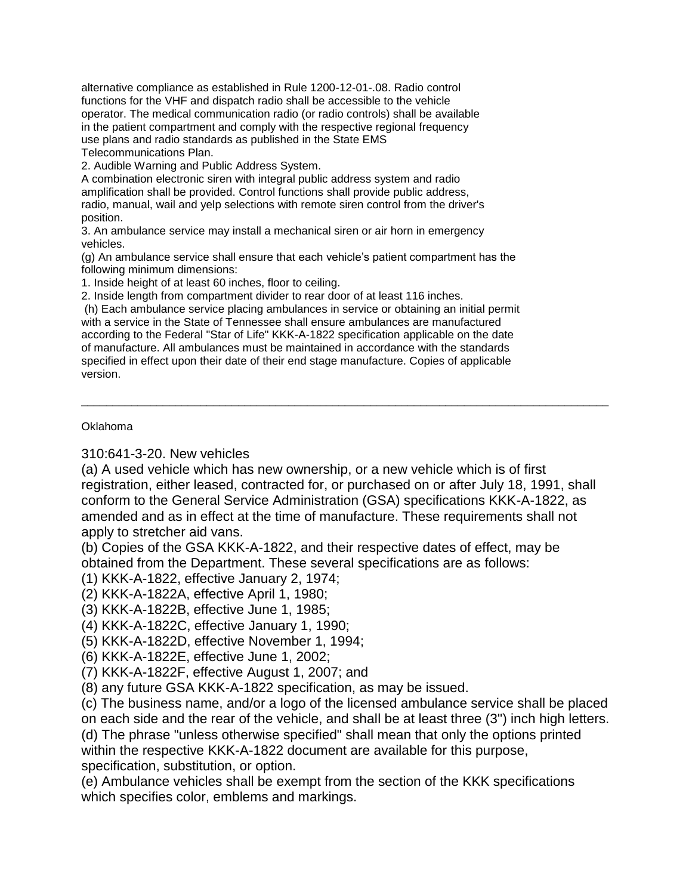alternative compliance as established in Rule 1200-12-01-.08. Radio control functions for the VHF and dispatch radio shall be accessible to the vehicle operator. The medical communication radio (or radio controls) shall be available in the patient compartment and comply with the respective regional frequency use plans and radio standards as published in the State EMS Telecommunications Plan.

2. Audible Warning and Public Address System.

A combination electronic siren with integral public address system and radio amplification shall be provided. Control functions shall provide public address, radio, manual, wail and yelp selections with remote siren control from the driver's position.

3. An ambulance service may install a mechanical siren or air horn in emergency vehicles.

(g) An ambulance service shall ensure that each vehicle's patient compartment has the following minimum dimensions:

1. Inside height of at least 60 inches, floor to ceiling.

2. Inside length from compartment divider to rear door of at least 116 inches.

(h) Each ambulance service placing ambulances in service or obtaining an initial permit with a service in the State of Tennessee shall ensure ambulances are manufactured according to the Federal "Star of Life" KKK-A-1822 specification applicable on the date of manufacture. All ambulances must be maintained in accordance with the standards specified in effect upon their date of their end stage manufacture. Copies of applicable version.

---

Oklahoma

310:641-3-20. New vehicles

(a) A used vehicle which has new ownership, or a new vehicle which is of first registration, either leased, contracted for, or purchased on or after July 18, 1991, shall conform to the General Service Administration (GSA) specifications KKK-A-1822, as amended and as in effect at the time of manufacture. These requirements shall not apply to stretcher aid vans.

(b) Copies of the GSA KKK-A-1822, and their respective dates of effect, may be obtained from the Department. These several specifications are as follows:

(1) KKK-A-1822, effective January 2, 1974;

(2) KKK-A-1822A, effective April 1, 1980;

(3) KKK-A-1822B, effective June 1, 1985;

(4) KKK-A-1822C, effective January 1, 1990;

(5) KKK-A-1822D, effective November 1, 1994;

(6) KKK-A-1822E, effective June 1, 2002;

(7) KKK-A-1822F, effective August 1, 2007; and

(8) any future GSA KKK-A-1822 specification, as may be issued.

(c) The business name, and/or a logo of the licensed ambulance service shall be placed on each side and the rear of the vehicle, and shall be at least three (3") inch high letters.

(d) The phrase "unless otherwise specified" shall mean that only the options printed within the respective KKK-A-1822 document are available for this purpose, specification, substitution, or option.

(e) Ambulance vehicles shall be exempt from the section of the KKK specifications which specifies color, emblems and markings.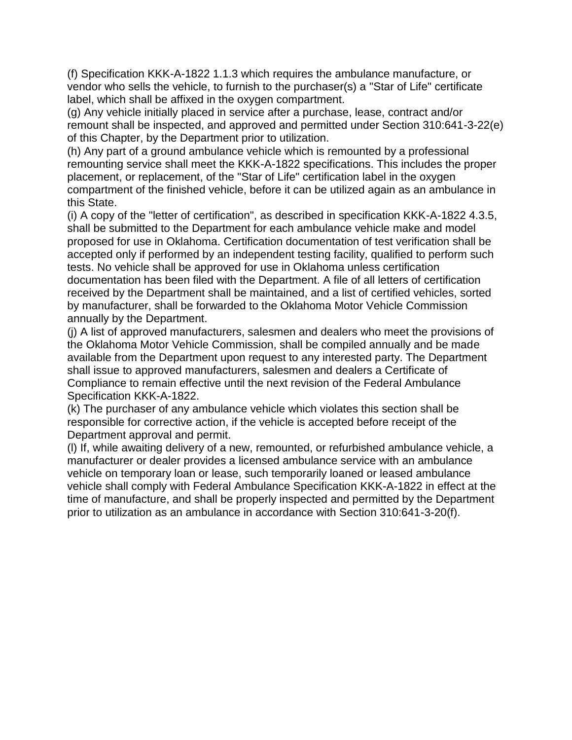(f) Specification KKK-A-1822 1.1.3 which requires the ambulance manufacture, or vendor who sells the vehicle, to furnish to the purchaser(s) a "Star of Life" certificate label, which shall be affixed in the oxygen compartment.

(g) Any vehicle initially placed in service after a purchase, lease, contract and/or remount shall be inspected, and approved and permitted under Section 310:641-3-22(e) of this Chapter, by the Department prior to utilization.

(h) Any part of a ground ambulance vehicle which is remounted by a professional remounting service shall meet the KKK-A-1822 specifications. This includes the proper placement, or replacement, of the "Star of Life" certification label in the oxygen compartment of the finished vehicle, before it can be utilized again as an ambulance in this State.

(i) A copy of the "letter of certification", as described in specification KKK-A-1822 4.3.5, shall be submitted to the Department for each ambulance vehicle make and model proposed for use in Oklahoma. Certification documentation of test verification shall be accepted only if performed by an independent testing facility, qualified to perform such tests. No vehicle shall be approved for use in Oklahoma unless certification documentation has been filed with the Department. A file of all letters of certification received by the Department shall be maintained, and a list of certified vehicles, sorted by manufacturer, shall be forwarded to the Oklahoma Motor Vehicle Commission annually by the Department.

(j) A list of approved manufacturers, salesmen and dealers who meet the provisions of the Oklahoma Motor Vehicle Commission, shall be compiled annually and be made available from the Department upon request to any interested party. The Department shall issue to approved manufacturers, salesmen and dealers a Certificate of Compliance to remain effective until the next revision of the Federal Ambulance Specification KKK-A-1822.

(k) The purchaser of any ambulance vehicle which violates this section shall be responsible for corrective action, if the vehicle is accepted before receipt of the Department approval and permit.

(l) If, while awaiting delivery of a new, remounted, or refurbished ambulance vehicle, a manufacturer or dealer provides a licensed ambulance service with an ambulance vehicle on temporary loan or lease, such temporarily loaned or leased ambulance vehicle shall comply with Federal Ambulance Specification KKK-A-1822 in effect at the time of manufacture, and shall be properly inspected and permitted by the Department prior to utilization as an ambulance in accordance with Section 310:641-3-20(f).